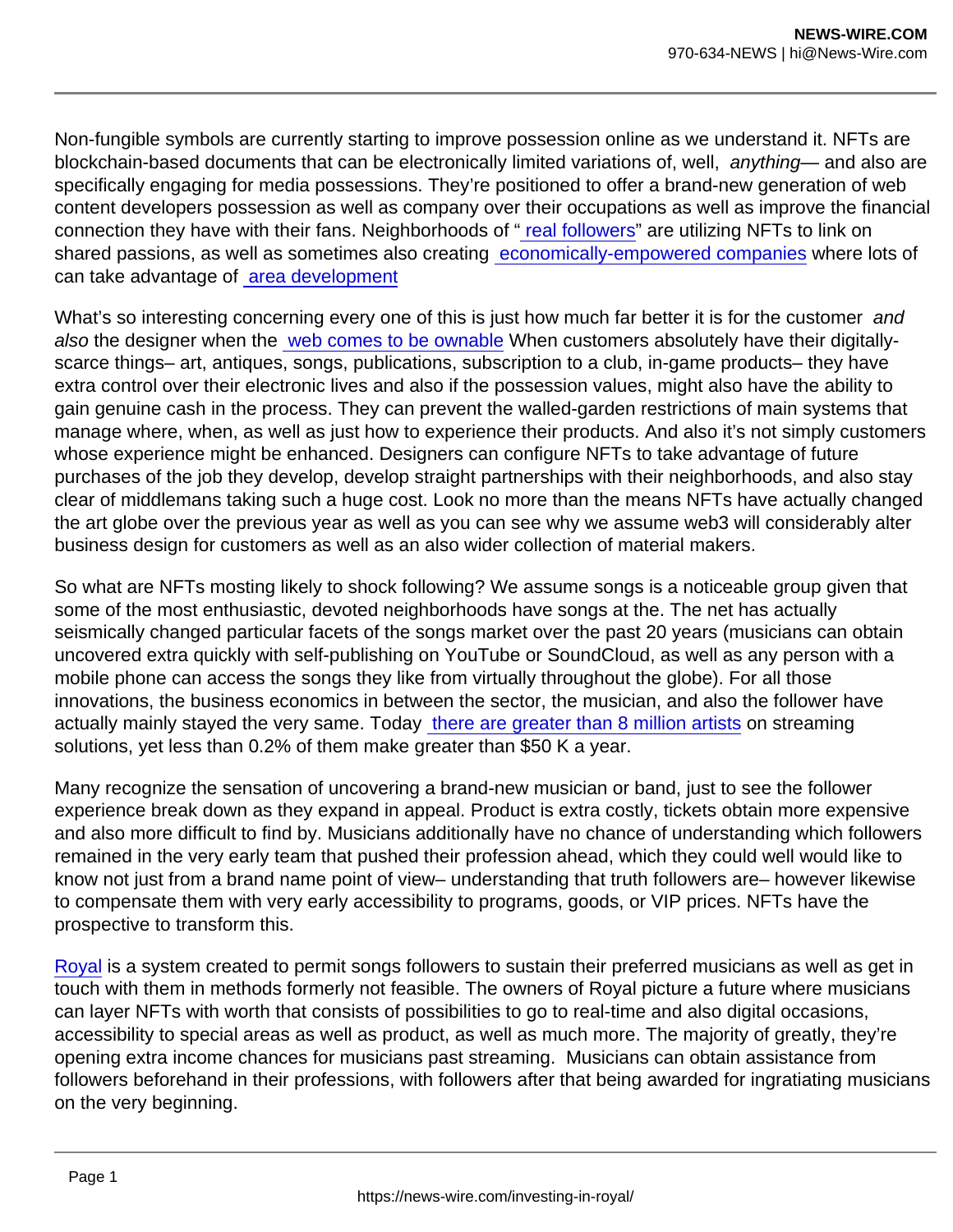Non-fungible symbols are currently starting to improve possession online as we understand it. NFTs are blockchain-based documents that can be electronically limited variations of, well, *anything*— and also are specifically engaging for media possessions. They're positioned to offer a brand-new generation of web content developers possession as well as company over their occupations as well as improve the financial connection they have with their fans. Neighborhoods of " real followers" are utilizing NFTs to link on shared passions, as well as sometimes also creating economically-empowered companies where lots of can take advantage of area development

What's so interesting concerning every one of this is just how much far better it is for the customer *and also* the designer when the web comes to be ownable When customers absolutely have their digitally-scarce things– art, antiques, songs, publications, subscription to a club, in-game products– they have extra control over their electronic lives and also if the possession values, might also have the ability to gain genuine cash in the process. They can prevent the walled-garden restrictions of main systems that manage where, when, as well as just how to experience their products. And also it's not simply customers whose experience might be enhanced. Designers can configure NFTs to take advantage of future purchases of the job they develop, develop straight partnerships with their neighborhoods, and also stay clear of middlemans taking such a huge cost. Look no more than the means NFTs have actually changed the art globe over the previous year as well as you can see why we assume web3 will considerably alter business design for customers as well as an also wider collection of material makers.

So what are NFTs mosting likely to shock following? We assume songs is a noticeable group given that some of the most enthusiastic, devoted neighborhoods have songs at the. The net has actually seismically changed particular facets of the songs market over the past 20 years (musicians can obtain uncovered extra quickly with self-publishing on YouTube or SoundCloud, as well as any person with a mobile phone can access the songs they like from virtually throughout the globe). For all those innovations, the business economics in between the sector, the musician, and also the follower have actually mainly stayed the very same. Today there are greater than 8 million artists on streaming solutions, yet less than 0.2% of them make greater than $50 K a year.

Many recognize the sensation of uncovering a brand-new musician or band, just to see the follower experience break down as they expand in appeal. Product is extra costly, tickets obtain more expensive and also more difficult to find by. Musicians additionally have no chance of understanding which followers remained in the very early team that pushed their profession ahead, which they could well would like to know not just from a brand name point of view– understanding that truth followers are– however likewise to compensate them with very early accessibility to programs, goods, or VIP prices. NFTs have the prospective to transform this.

Royal is a system created to permit songs followers to sustain their preferred musicians as well as get in touch with them in methods formerly not feasible. The owners of Royal picture a future where musicians can layer NFTs with worth that consists of possibilities to go to real-time and also digital occasions, accessibility to special areas as well as product, as well as much more. The majority of greatly, they're opening extra income chances for musicians past streaming. Musicians can obtain assistance from followers beforehand in their professions, with followers after that being awarded for ingratiating musicians on the very beginning.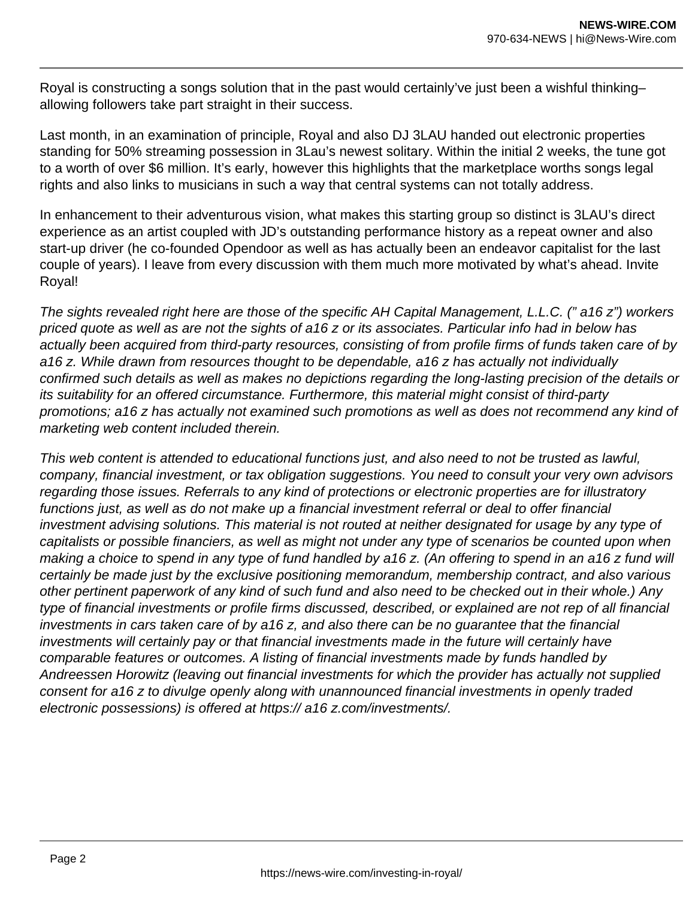Royal is constructing a songs solution that in the past would certainly've just been a wishful thinking– allowing followers take part straight in their success.

Last month, in an examination of principle, Royal and also DJ 3LAU handed out electronic properties standing for 50% streaming possession in 3Lau's newest solitary. Within the initial 2 weeks, the tune got to a worth of over $6 million. It's early, however this highlights that the marketplace worths songs legal rights and also links to musicians in such a way that central systems can not totally address.

In enhancement to their adventurous vision, what makes this starting group so distinct is 3LAU's direct experience as an artist coupled with JD's outstanding performance history as a repeat owner and also start-up driver (he co-founded Opendoor as well as has actually been an endeavor capitalist for the last couple of years). I leave from every discussion with them much more motivated by what's ahead. Invite Royal!

*The sights revealed right here are those of the specific AH Capital Management, L.L.C. (" a16 z") workers priced quote as well as are not the sights of a16 z or its associates. Particular info had in below has actually been acquired from third-party resources, consisting of from profile firms of funds taken care of by a16 z. While drawn from resources thought to be dependable, a16 z has actually not individually confirmed such details as well as makes no depictions regarding the long-lasting precision of the details or its suitability for an offered circumstance. Furthermore, this material might consist of third-party promotions; a16 z has actually not examined such promotions as well as does not recommend any kind of marketing web content included therein.*

*This web content is attended to educational functions just, and also need to not be trusted as lawful, company, financial investment, or tax obligation suggestions. You need to consult your very own advisors regarding those issues. Referrals to any kind of protections or electronic properties are for illustratory functions just, as well as do not make up a financial investment referral or deal to offer financial investment advising solutions. This material is not routed at neither designated for usage by any type of capitalists or possible financiers, as well as might not under any type of scenarios be counted upon when making a choice to spend in any type of fund handled by a16 z. (An offering to spend in an a16 z fund will certainly be made just by the exclusive positioning memorandum, membership contract, and also various other pertinent paperwork of any kind of such fund and also need to be checked out in their whole.) Any type of financial investments or profile firms discussed, described, or explained are not rep of all financial investments in cars taken care of by a16 z, and also there can be no guarantee that the financial investments will certainly pay or that financial investments made in the future will certainly have comparable features or outcomes. A listing of financial investments made by funds handled by Andreessen Horowitz (leaving out financial investments for which the provider has actually not supplied consent for a16 z to divulge openly along with unannounced financial investments in openly traded electronic possessions) is offered at https:// a16 z.com/investments/.*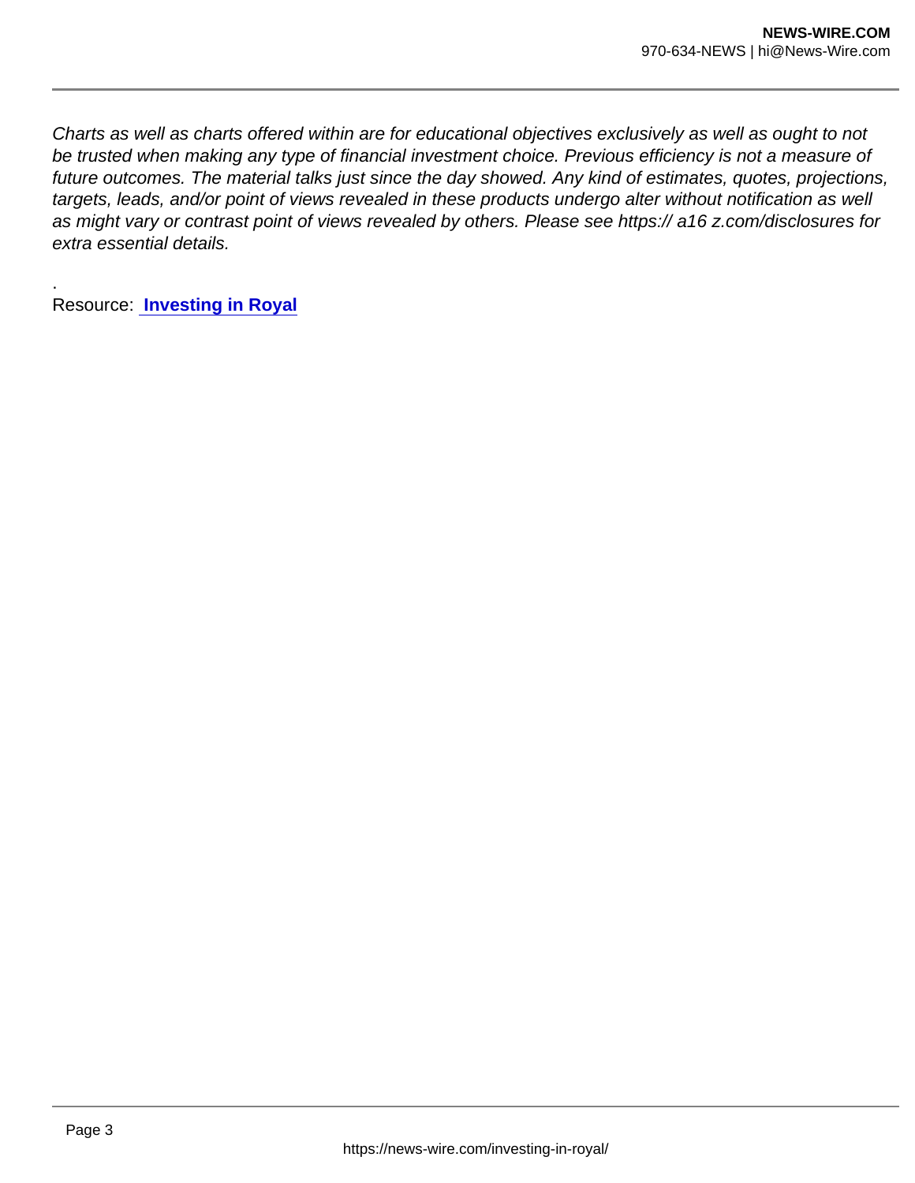*Charts as well as charts offered within are for educational objectives exclusively as well as ought to not be trusted when making any type of financial investment choice. Previous efficiency is not a measure of future outcomes. The material talks just since the day showed. Any kind of estimates, quotes, projections, targets, leads, and/or point of views revealed in these products undergo alter without notification as well as might vary or contrast point of views revealed by others. Please see https:// a16 z.com/disclosures for extra essential details.*

.

Resource: **Investing in Royal**